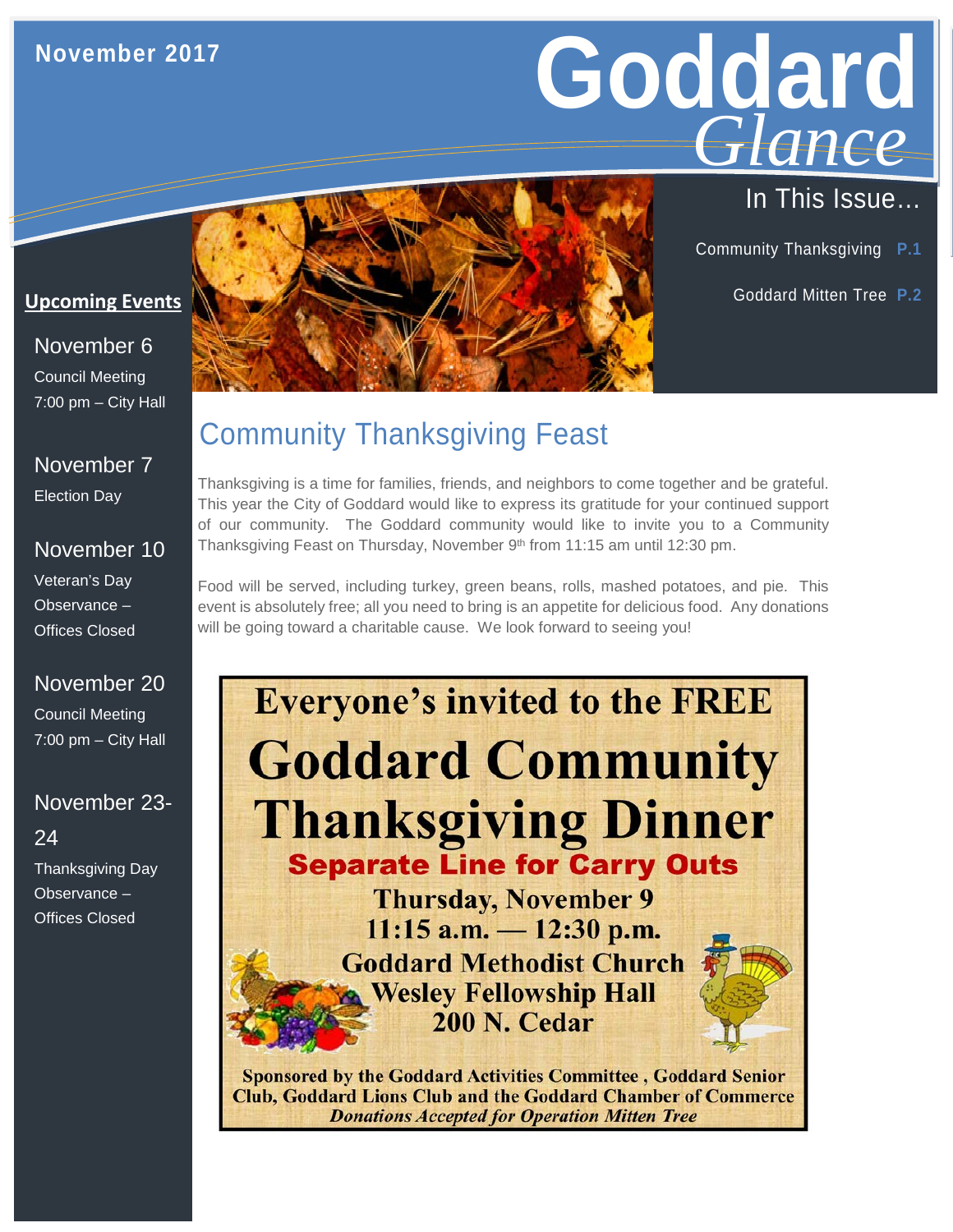November 2017

# Goddard *Glance*

## In This Issue…

Community Thanksgiving **P.1**

Goddard Mitten Tree **P.2**

## Upcoming Events

**November 6**
Council Meeting
7:00 pm – City Hall

**November 7**
Election Day

**November 10**
Veteran's Day Observance – Offices Closed

**November 20**
Council Meeting
7:00 pm – City Hall

**November 23-24**
Thanksgiving Day Observance – Offices Closed

## Community Thanksgiving Feast

Thanksgiving is a time for families, friends, and neighbors to come together and be grateful. This year the City of Goddard would like to express its gratitude for your continued support of our community. The Goddard community would like to invite you to a Community Thanksgiving Feast on Thursday, November 9th from 11:15 am until 12:30 pm.

Food will be served, including turkey, green beans, rolls, mashed potatoes, and pie. This event is absolutely free; all you need to bring is an appetite for delicious food. Any donations will be going toward a charitable cause. We look forward to seeing you!

**Everyone's invited to the FREE**

**Goddard Community Thanksgiving Dinner**

**Separate Line for Carry Outs**

**Thursday, November 9**
**11:15 a.m. — 12:30 p.m.**
**Goddard Methodist Church**
**Wesley Fellowship Hall**
**200 N. Cedar**

**Sponsored by the Goddard Activities Committee , Goddard Senior Club, Goddard Lions Club and the Goddard Chamber of Commerce**
***Donations Accepted for Operation Mitten Tree***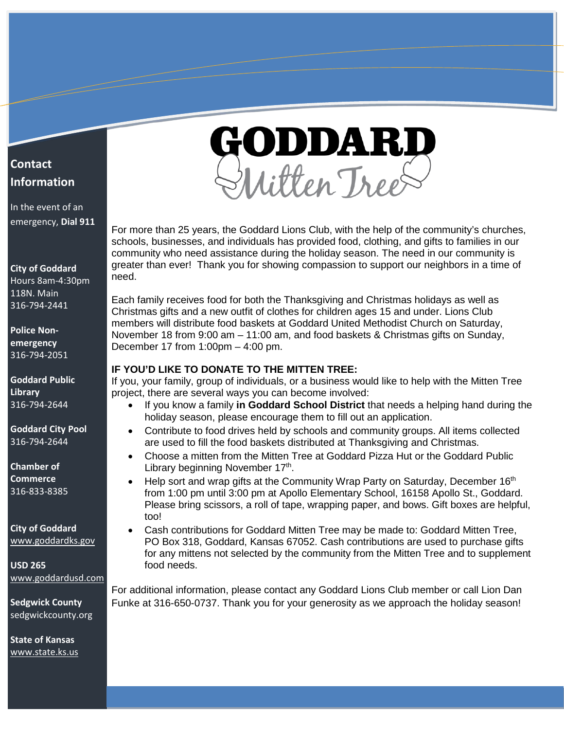## Contact Information

In the event of an emergency, **Dial 911**

**City of Goddard**
Hours 8am-4:30pm
118N. Main
316-794-2441

**Police Non-emergency**
316-794-2051

**Goddard Public Library**
316-794-2644

**Goddard City Pool**
316-794-2644

**Chamber of Commerce**
316-833-8385

**City of Goddard**
www.goddardks.gov

**USD 265**
www.goddardusd.com

**Sedgwick County**
sedgwickcounty.org

**State of Kansas**
www.state.ks.us

# GODDARD Mitten Tree

For more than 25 years, the Goddard Lions Club, with the help of the community's churches, schools, businesses, and individuals has provided food, clothing, and gifts to families in our community who need assistance during the holiday season. The need in our community is greater than ever! Thank you for showing compassion to support our neighbors in a time of need.

Each family receives food for both the Thanksgiving and Christmas holidays as well as Christmas gifts and a new outfit of clothes for children ages 15 and under. Lions Club members will distribute food baskets at Goddard United Methodist Church on Saturday, November 18 from 9:00 am – 11:00 am, and food baskets & Christmas gifts on Sunday, December 17 from 1:00pm – 4:00 pm.

**IF YOU'D LIKE TO DONATE TO THE MITTEN TREE:**

If you, your family, group of individuals, or a business would like to help with the Mitten Tree project, there are several ways you can become involved:

- If you know a family **in Goddard School District** that needs a helping hand during the holiday season, please encourage them to fill out an application.
- Contribute to food drives held by schools and community groups. All items collected are used to fill the food baskets distributed at Thanksgiving and Christmas.
- Choose a mitten from the Mitten Tree at Goddard Pizza Hut or the Goddard Public Library beginning November 17th.
- Help sort and wrap gifts at the Community Wrap Party on Saturday, December 16th from 1:00 pm until 3:00 pm at Apollo Elementary School, 16158 Apollo St., Goddard. Please bring scissors, a roll of tape, wrapping paper, and bows. Gift boxes are helpful, too!
- Cash contributions for Goddard Mitten Tree may be made to: Goddard Mitten Tree, PO Box 318, Goddard, Kansas 67052. Cash contributions are used to purchase gifts for any mittens not selected by the community from the Mitten Tree and to supplement food needs.

For additional information, please contact any Goddard Lions Club member or call Lion Dan Funke at 316-650-0737. Thank you for your generosity as we approach the holiday season!